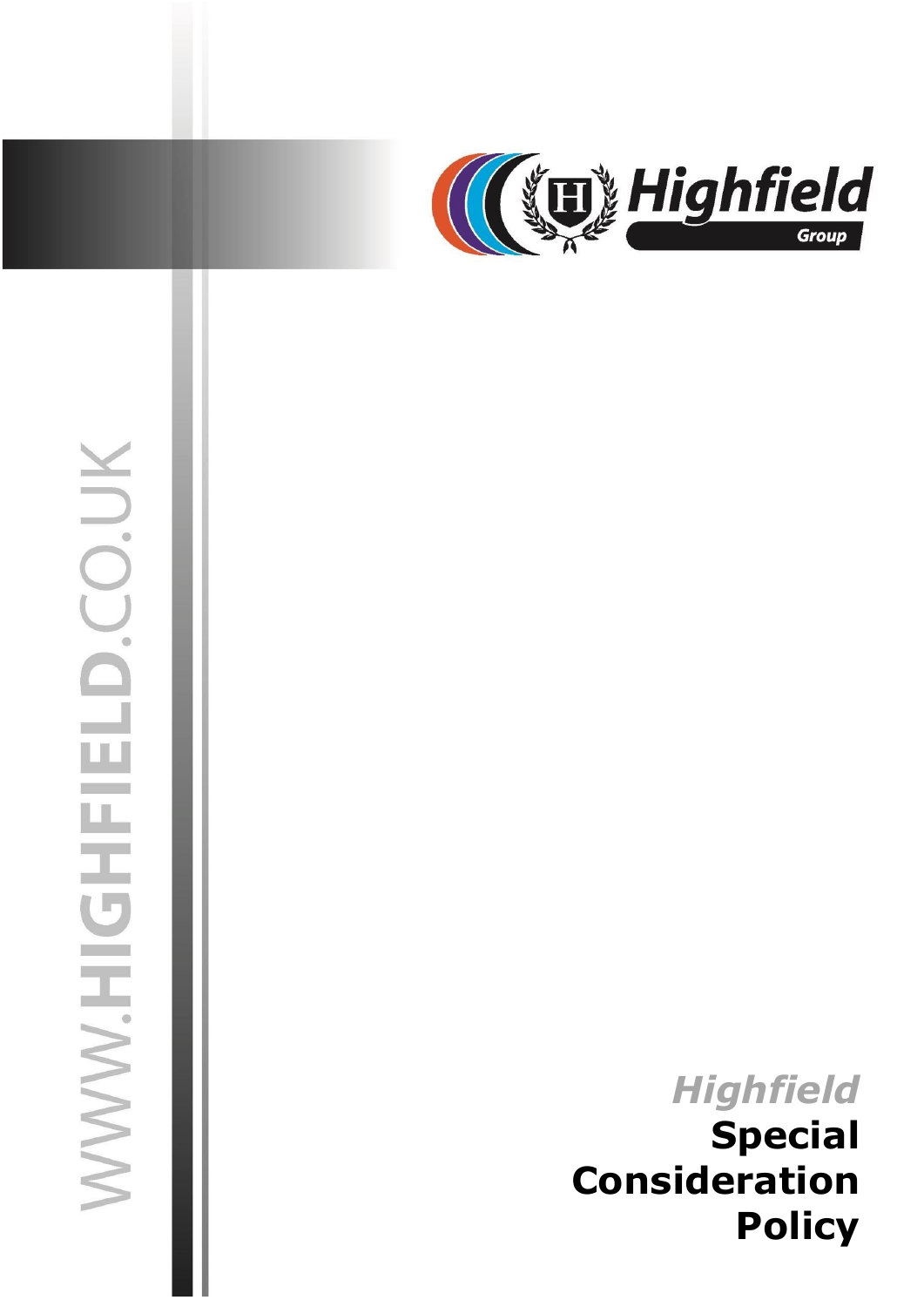WWW.HIGHFIELD.CO.UK

Highfield Group

# *Highfield* Special Consideration Policy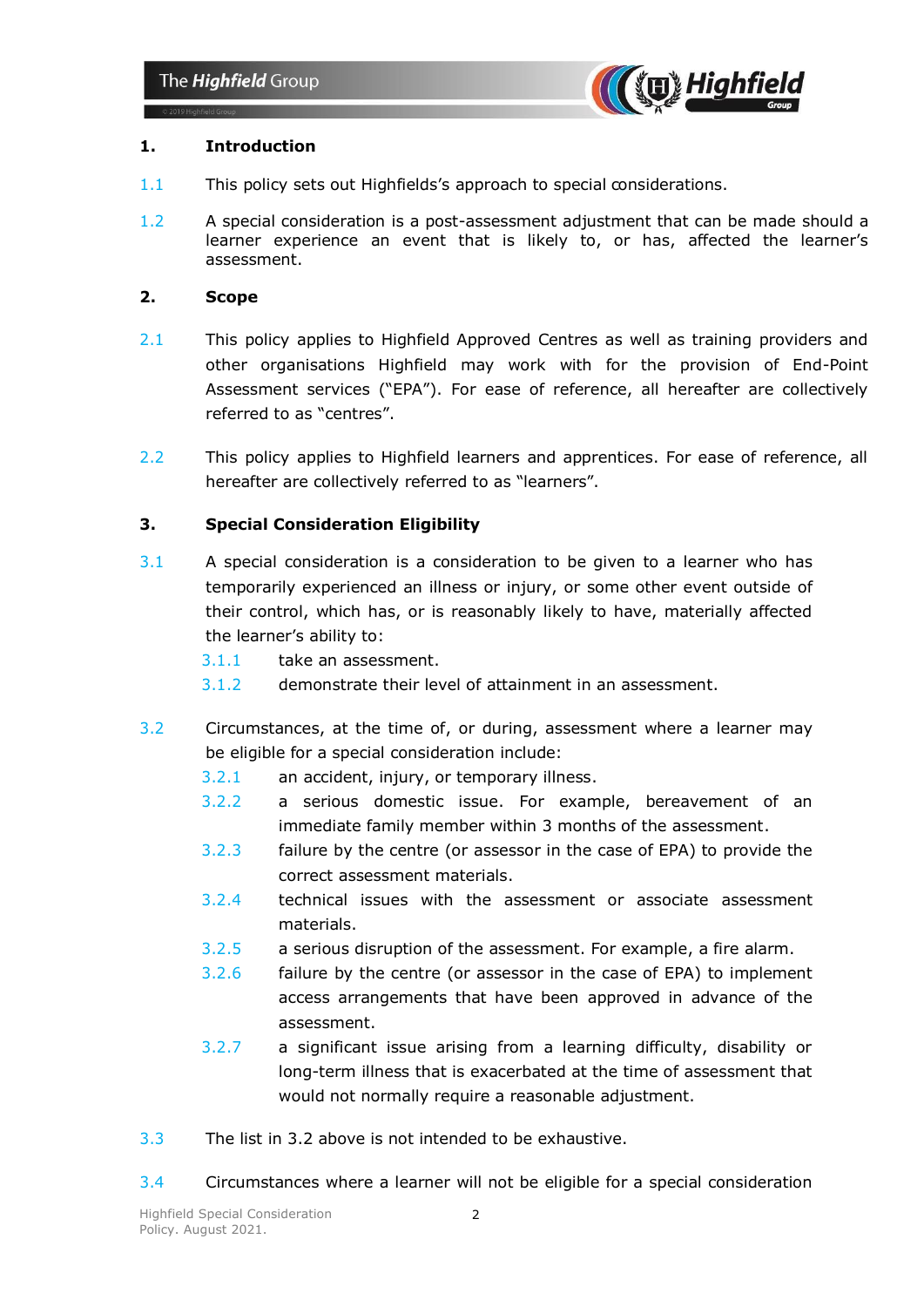## 1. Introduction

1.1 This policy sets out Highfields's approach to special considerations.

1.2 A special consideration is a post-assessment adjustment that can be made should a learner experience an event that is likely to, or has, affected the learner's assessment.

## 2. Scope

2.1 This policy applies to Highfield Approved Centres as well as training providers and other organisations Highfield may work with for the provision of End-Point Assessment services ("EPA"). For ease of reference, all hereafter are collectively referred to as "centres".

2.2 This policy applies to Highfield learners and apprentices. For ease of reference, all hereafter are collectively referred to as "learners".

## 3. Special Consideration Eligibility

3.1 A special consideration is a consideration to be given to a learner who has temporarily experienced an illness or injury, or some other event outside of their control, which has, or is reasonably likely to have, materially affected the learner's ability to:

- 3.1.1 take an assessment.
- 3.1.2 demonstrate their level of attainment in an assessment.

3.2 Circumstances, at the time of, or during, assessment where a learner may be eligible for a special consideration include:

- 3.2.1 an accident, injury, or temporary illness.
- 3.2.2 a serious domestic issue. For example, bereavement of an immediate family member within 3 months of the assessment.
- 3.2.3 failure by the centre (or assessor in the case of EPA) to provide the correct assessment materials.
- 3.2.4 technical issues with the assessment or associate assessment materials.
- 3.2.5 a serious disruption of the assessment. For example, a fire alarm.
- 3.2.6 failure by the centre (or assessor in the case of EPA) to implement access arrangements that have been approved in advance of the assessment.
- 3.2.7 a significant issue arising from a learning difficulty, disability or long-term illness that is exacerbated at the time of assessment that would not normally require a reasonable adjustment.

3.3 The list in 3.2 above is not intended to be exhaustive.

3.4 Circumstances where a learner will not be eligible for a special consideration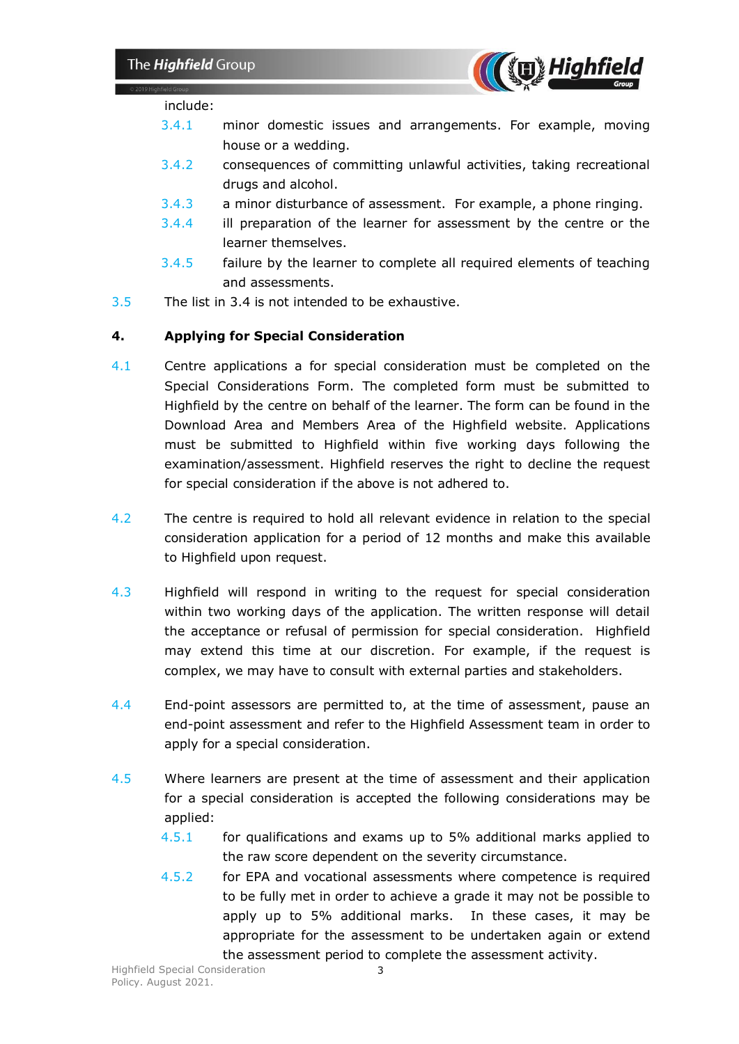include:

- 3.4.1 minor domestic issues and arrangements. For example, moving house or a wedding.
- 3.4.2 consequences of committing unlawful activities, taking recreational drugs and alcohol.
- 3.4.3 a minor disturbance of assessment. For example, a phone ringing.
- 3.4.4 ill preparation of the learner for assessment by the centre or the learner themselves.
- 3.4.5 failure by the learner to complete all required elements of teaching and assessments.

3.5 The list in 3.4 is not intended to be exhaustive.

## 4. Applying for Special Consideration

4.1 Centre applications a for special consideration must be completed on the Special Considerations Form. The completed form must be submitted to Highfield by the centre on behalf of the learner. The form can be found in the Download Area and Members Area of the Highfield website. Applications must be submitted to Highfield within five working days following the examination/assessment. Highfield reserves the right to decline the request for special consideration if the above is not adhered to.

4.2 The centre is required to hold all relevant evidence in relation to the special consideration application for a period of 12 months and make this available to Highfield upon request.

4.3 Highfield will respond in writing to the request for special consideration within two working days of the application. The written response will detail the acceptance or refusal of permission for special consideration. Highfield may extend this time at our discretion. For example, if the request is complex, we may have to consult with external parties and stakeholders.

4.4 End-point assessors are permitted to, at the time of assessment, pause an end-point assessment and refer to the Highfield Assessment team in order to apply for a special consideration.

4.5 Where learners are present at the time of assessment and their application for a special consideration is accepted the following considerations may be applied:

- 4.5.1 for qualifications and exams up to 5% additional marks applied to the raw score dependent on the severity circumstance.
- 4.5.2 for EPA and vocational assessments where competence is required to be fully met in order to achieve a grade it may not be possible to apply up to 5% additional marks. In these cases, it may be appropriate for the assessment to be undertaken again or extend the assessment period to complete the assessment activity.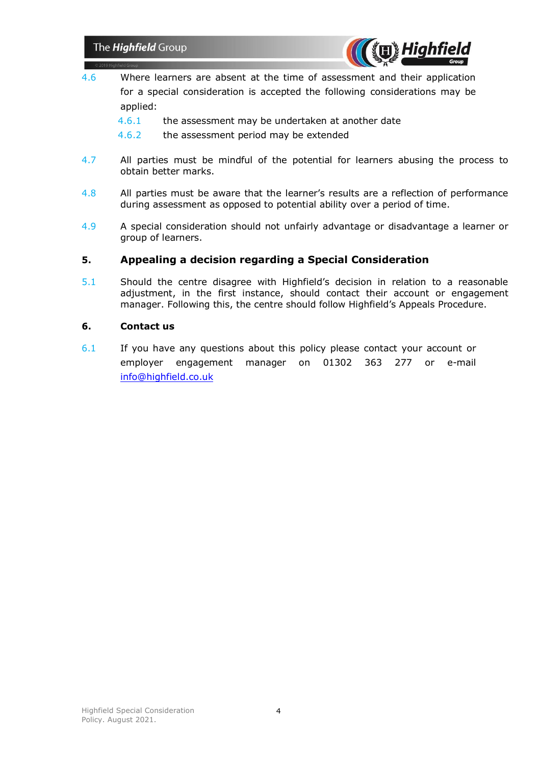4.6 Where learners are absent at the time of assessment and their application for a special consideration is accepted the following considerations may be applied:

 4.6.1 the assessment may be undertaken at another date

 4.6.2 the assessment period may be extended

4.7 All parties must be mindful of the potential for learners abusing the process to obtain better marks.

4.8 All parties must be aware that the learner's results are a reflection of performance during assessment as opposed to potential ability over a period of time.

4.9 A special consideration should not unfairly advantage or disadvantage a learner or group of learners.

## 5. Appealing a decision regarding a Special Consideration

5.1 Should the centre disagree with Highfield's decision in relation to a reasonable adjustment, in the first instance, should contact their account or engagement manager. Following this, the centre should follow Highfield's Appeals Procedure.

## 6. Contact us

6.1 If you have any questions about this policy please contact your account or employer engagement manager on 01302 363 277 or e-mail info@highfield.co.uk